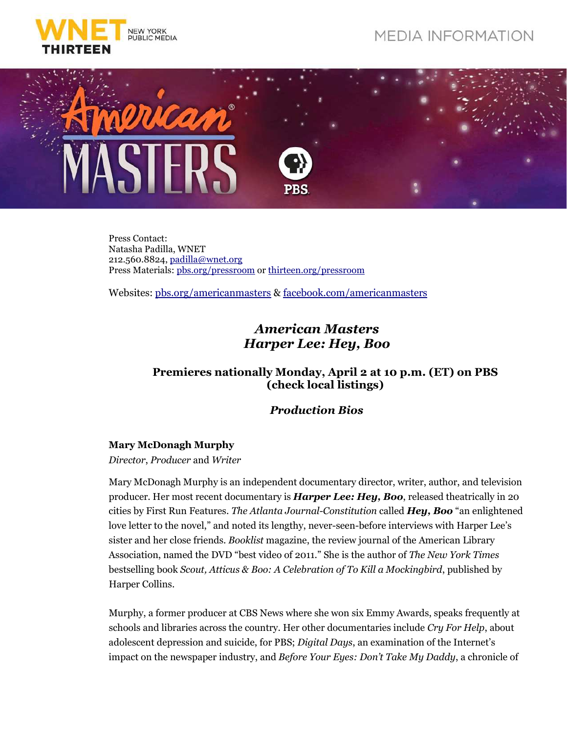WNET THIRTEEN NEW YORK PUBLIC MEDIA

MEDIA INFORMATION

Press Contact:
Natasha Padilla, WNET
212.560.8824, padilla@wnet.org
Press Materials: pbs.org/pressroom or thirteen.org/pressroom

Websites: pbs.org/americanmasters & facebook.com/americanmasters

# *American Masters*
# *Harper Lee: Hey, Boo*

## Premieres nationally Monday, April 2 at 10 p.m. (ET) on PBS (check local listings)

## *Production Bios*

**Mary McDonagh Murphy**
*Director*, *Producer* and *Writer*

Mary McDonagh Murphy is an independent documentary director, writer, author, and television producer. Her most recent documentary is ***Harper Lee: Hey, Boo***, released theatrically in 20 cities by First Run Features. *The Atlanta Journal-Constitution* called ***Hey, Boo*** "an enlightened love letter to the novel," and noted its lengthy, never-seen-before interviews with Harper Lee's sister and her close friends. *Booklist* magazine, the review journal of the American Library Association, named the DVD "best video of 2011." She is the author of *The New York Times* bestselling book *Scout, Atticus & Boo: A Celebration of To Kill a Mockingbird*, published by Harper Collins.

Murphy, a former producer at CBS News where she won six Emmy Awards, speaks frequently at schools and libraries across the country. Her other documentaries include *Cry For Help*, about adolescent depression and suicide, for PBS; *Digital Days*, an examination of the Internet's impact on the newspaper industry, and *Before Your Eyes: Don't Take My Daddy*, a chronicle of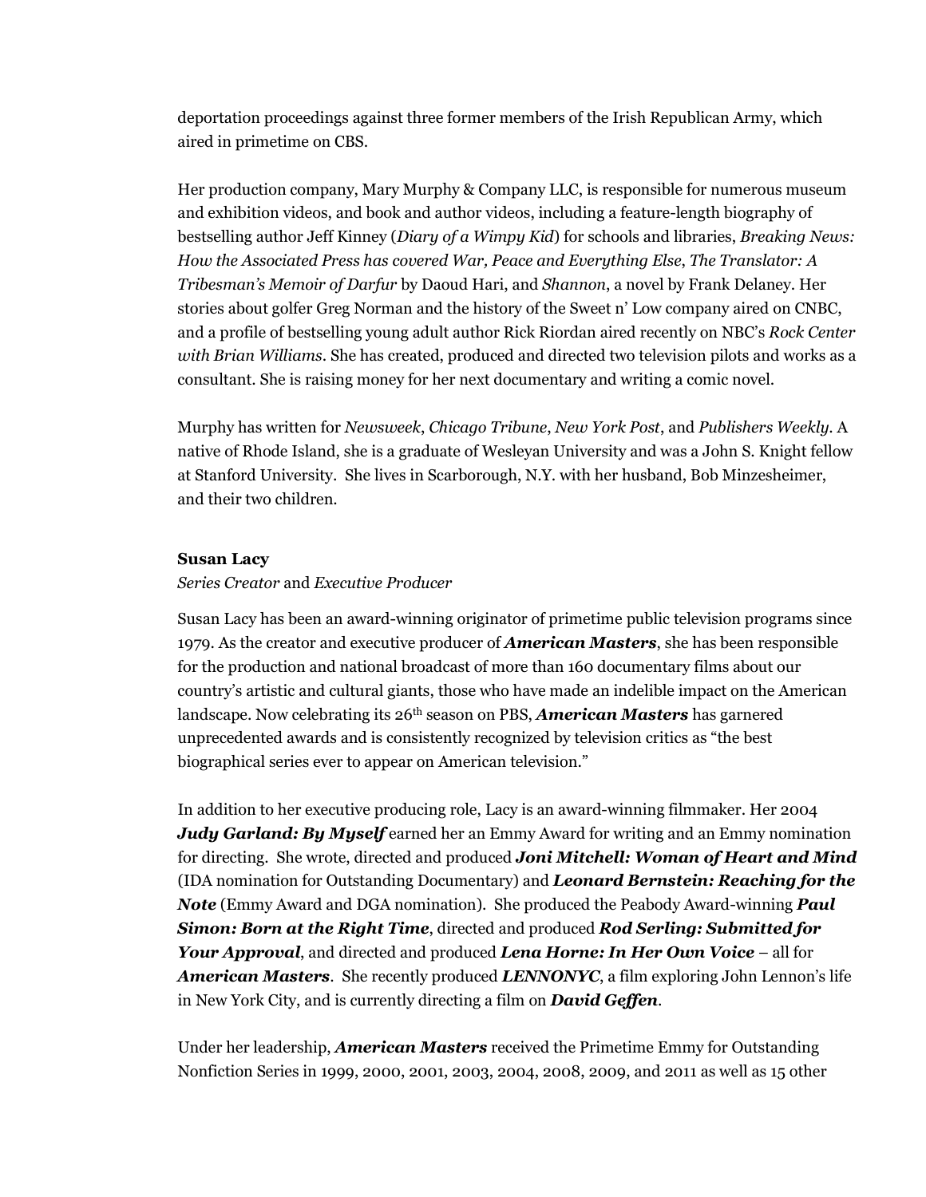deportation proceedings against three former members of the Irish Republican Army, which aired in primetime on CBS.

Her production company, Mary Murphy & Company LLC, is responsible for numerous museum and exhibition videos, and book and author videos, including a feature-length biography of bestselling author Jeff Kinney (*Diary of a Wimpy Kid*) for schools and libraries, *Breaking News: How the Associated Press has covered War, Peace and Everything Else*, *The Translator: A Tribesman's Memoir of Darfur* by Daoud Hari, and *Shannon*, a novel by Frank Delaney. Her stories about golfer Greg Norman and the history of the Sweet n' Low company aired on CNBC, and a profile of bestselling young adult author Rick Riordan aired recently on NBC's *Rock Center with Brian Williams*. She has created, produced and directed two television pilots and works as a consultant. She is raising money for her next documentary and writing a comic novel.

Murphy has written for *Newsweek*, *Chicago Tribune*, *New York Post*, and *Publishers Weekly*. A native of Rhode Island, she is a graduate of Wesleyan University and was a John S. Knight fellow at Stanford University. She lives in Scarborough, N.Y. with her husband, Bob Minzesheimer, and their two children.

**Susan Lacy**

*Series Creator* and *Executive Producer*

Susan Lacy has been an award-winning originator of primetime public television programs since 1979. As the creator and executive producer of ***American Masters***, she has been responsible for the production and national broadcast of more than 160 documentary films about our country's artistic and cultural giants, those who have made an indelible impact on the American landscape. Now celebrating its 26th season on PBS, ***American Masters*** has garnered unprecedented awards and is consistently recognized by television critics as "the best biographical series ever to appear on American television."

In addition to her executive producing role, Lacy is an award-winning filmmaker. Her 2004 ***Judy Garland: By Myself*** earned her an Emmy Award for writing and an Emmy nomination for directing. She wrote, directed and produced ***Joni Mitchell: Woman of Heart and Mind*** (IDA nomination for Outstanding Documentary) and ***Leonard Bernstein: Reaching for the Note*** (Emmy Award and DGA nomination). She produced the Peabody Award-winning ***Paul Simon: Born at the Right Time***, directed and produced ***Rod Serling: Submitted for Your Approval***, and directed and produced ***Lena Horne: In Her Own Voice*** – all for ***American Masters***. She recently produced ***LENNONYC***, a film exploring John Lennon's life in New York City, and is currently directing a film on ***David Geffen***.

Under her leadership, ***American Masters*** received the Primetime Emmy for Outstanding Nonfiction Series in 1999, 2000, 2001, 2003, 2004, 2008, 2009, and 2011 as well as 15 other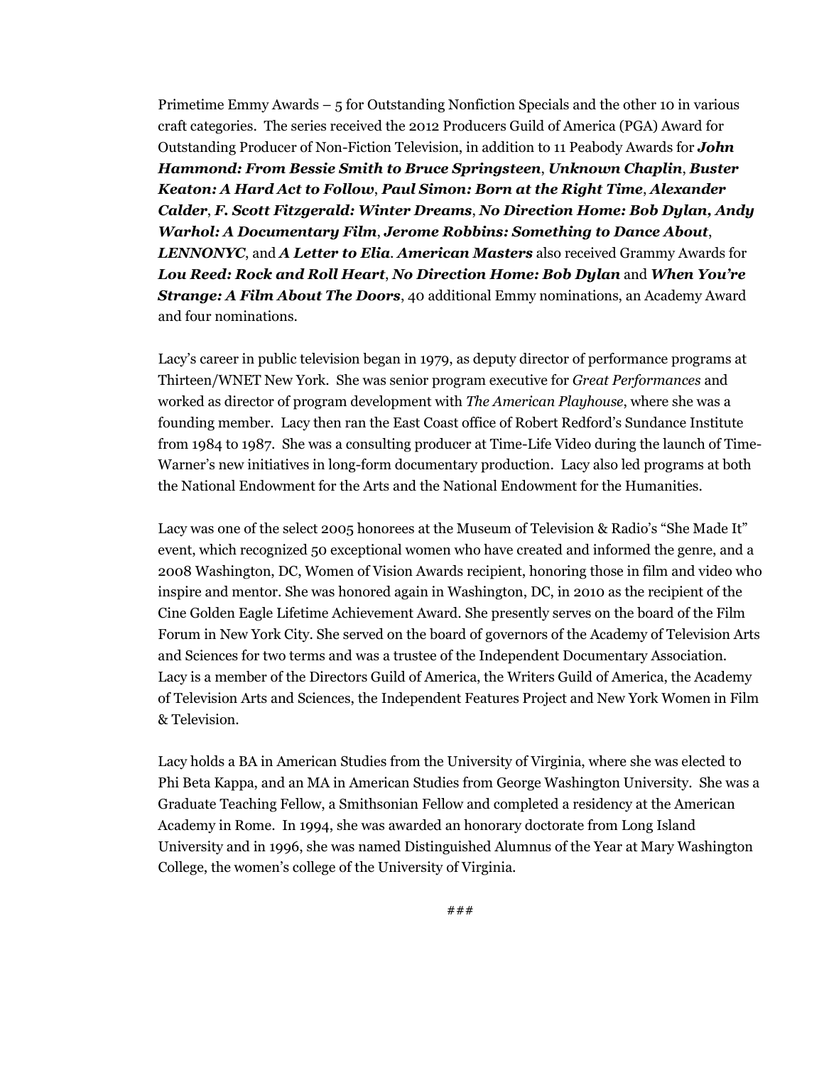Primetime Emmy Awards – 5 for Outstanding Nonfiction Specials and the other 10 in various craft categories. The series received the 2012 Producers Guild of America (PGA) Award for Outstanding Producer of Non-Fiction Television, in addition to 11 Peabody Awards for ***John Hammond: From Bessie Smith to Bruce Springsteen***, ***Unknown Chaplin***, ***Buster Keaton: A Hard Act to Follow***, ***Paul Simon: Born at the Right Time***, ***Alexander Calder***, ***F. Scott Fitzgerald: Winter Dreams***, ***No Direction Home: Bob Dylan, Andy Warhol: A Documentary Film***, ***Jerome Robbins: Something to Dance About***, ***LENNONYC***, and ***A Letter to Elia***. ***American Masters*** also received Grammy Awards for ***Lou Reed: Rock and Roll Heart***, ***No Direction Home: Bob Dylan*** and ***When You're Strange: A Film About The Doors***, 40 additional Emmy nominations, an Academy Award and four nominations.

Lacy's career in public television began in 1979, as deputy director of performance programs at Thirteen/WNET New York. She was senior program executive for *Great Performances* and worked as director of program development with *The American Playhouse*, where she was a founding member. Lacy then ran the East Coast office of Robert Redford's Sundance Institute from 1984 to 1987. She was a consulting producer at Time-Life Video during the launch of Time-Warner's new initiatives in long-form documentary production. Lacy also led programs at both the National Endowment for the Arts and the National Endowment for the Humanities.

Lacy was one of the select 2005 honorees at the Museum of Television & Radio's "She Made It" event, which recognized 50 exceptional women who have created and informed the genre, and a 2008 Washington, DC, Women of Vision Awards recipient, honoring those in film and video who inspire and mentor. She was honored again in Washington, DC, in 2010 as the recipient of the Cine Golden Eagle Lifetime Achievement Award. She presently serves on the board of the Film Forum in New York City. She served on the board of governors of the Academy of Television Arts and Sciences for two terms and was a trustee of the Independent Documentary Association. Lacy is a member of the Directors Guild of America, the Writers Guild of America, the Academy of Television Arts and Sciences, the Independent Features Project and New York Women in Film & Television.

Lacy holds a BA in American Studies from the University of Virginia, where she was elected to Phi Beta Kappa, and an MA in American Studies from George Washington University. She was a Graduate Teaching Fellow, a Smithsonian Fellow and completed a residency at the American Academy in Rome. In 1994, she was awarded an honorary doctorate from Long Island University and in 1996, she was named Distinguished Alumnus of the Year at Mary Washington College, the women's college of the University of Virginia.

###